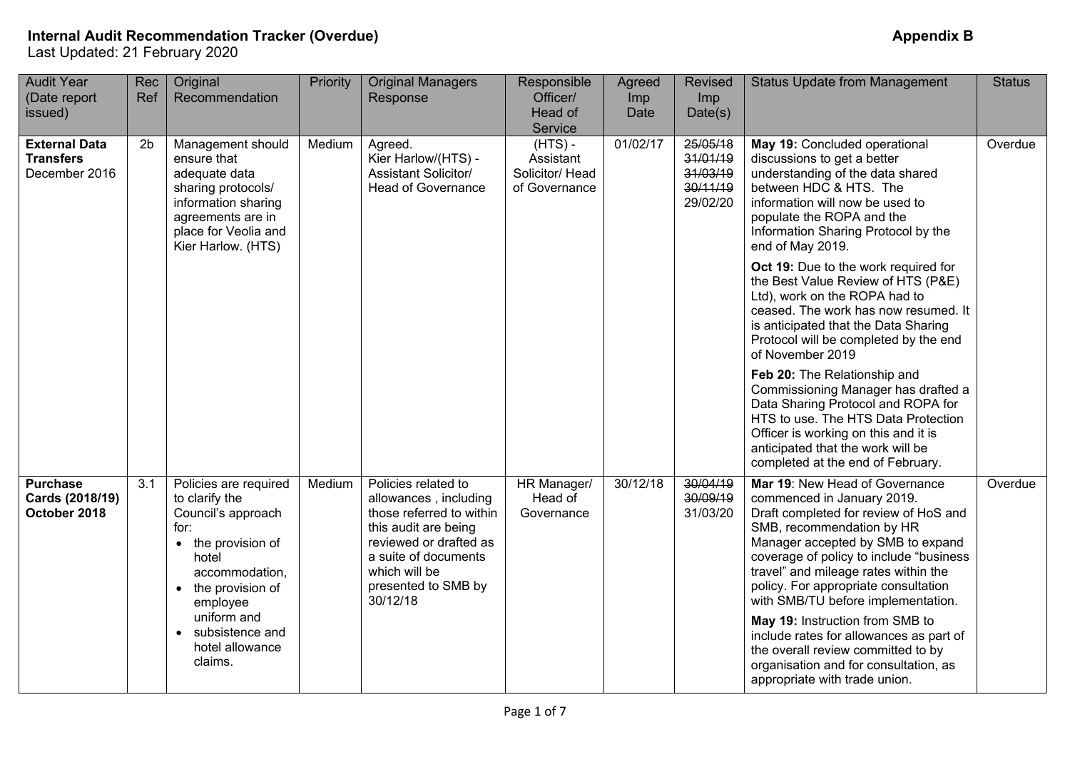**Internal Audit Recommendation Tracker (Overdue)** **Appendix B**

Last Updated: 21 February 2020

| Audit Year (Date report issued) | Rec Ref | Original Recommendation | Priority | Original Managers Response | Responsible Officer/ Head of Service | Agreed Imp Date | Revised Imp Date(s) | Status Update from Management | Status |
|---|---|---|---|---|---|---|---|---|---|
| **External Data Transfers** December 2016 | 2b | Management should ensure that adequate data sharing protocols/ information sharing agreements are in place for Veolia and Kier Harlow. (HTS) | Medium | Agreed. Kier Harlow/(HTS) - Assistant Solicitor/ Head of Governance | (HTS) - Assistant Solicitor/ Head of Governance | 01/02/17 | ~~25/05/18~~ ~~31/01/19~~ ~~31/03/19~~ ~~30/11/19~~ 29/02/20 | **May 19:** Concluded operational discussions to get a better understanding of the data shared between HDC & HTS. The information will now be used to populate the ROPA and the Information Sharing Protocol by the end of May 2019.<br><br>**Oct 19:** Due to the work required for the Best Value Review of HTS (P&E) Ltd), work on the ROPA had to ceased. The work has now resumed. It is anticipated that the Data Sharing Protocol will be completed by the end of November 2019<br><br>**Feb 20:** The Relationship and Commissioning Manager has drafted a Data Sharing Protocol and ROPA for HTS to use. The HTS Data Protection Officer is working on this and it is anticipated that the work will be completed at the end of February. | Overdue |
| **Purchase Cards (2018/19) October 2018** | 3.1 | Policies are required to clarify the Council's approach for:<br>• the provision of hotel accommodation,<br>• the provision of employee uniform and<br>• subsistence and hotel allowance claims. | Medium | Policies related to allowances , including those referred to within this audit are being reviewed or drafted as a suite of documents which will be presented to SMB by 30/12/18 | HR Manager/ Head of Governance | 30/12/18 | ~~30/04/19~~ ~~30/09/19~~ 31/03/20 | **Mar 19**: New Head of Governance commenced in January 2019. Draft completed for review of HoS and SMB, recommendation by HR Manager accepted by SMB to expand coverage of policy to include "business travel" and mileage rates within the policy. For appropriate consultation with SMB/TU before implementation.<br><br>**May 19:** Instruction from SMB to include rates for allowances as part of the overall review committed to by organisation and for consultation, as appropriate with trade union. | Overdue |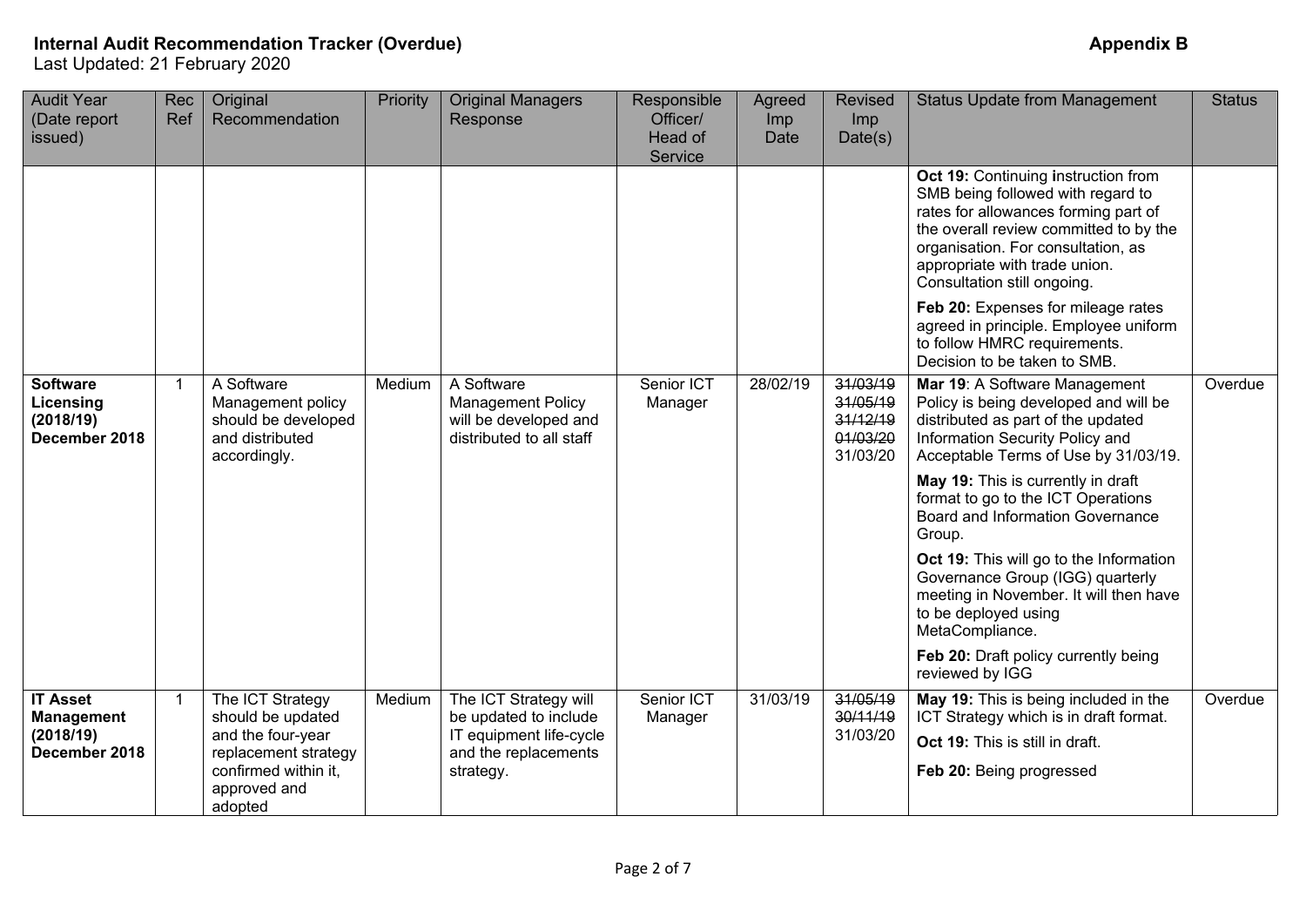**Internal Audit Recommendation Tracker (Overdue)** **Appendix B**
Last Updated: 21 February 2020

| Audit Year (Date report issued) | Rec Ref | Original Recommendation | Priority | Original Managers Response | Responsible Officer/ Head of Service | Agreed Imp Date | Revised Imp Date(s) | Status Update from Management | Status |
|---|---|---|---|---|---|---|---|---|---|
| | | | | | | | | **Oct 19:** Continuing instruction from SMB being followed with regard to rates for allowances forming part of the overall review committed to by the organisation. For consultation, as appropriate with trade union. Consultation still ongoing.<br><br>**Feb 20:** Expenses for mileage rates agreed in principle. Employee uniform to follow HMRC requirements. Decision to be taken to SMB. | |
| **Software Licensing (2018/19) December 2018** | 1 | A Software Management policy should be developed and distributed accordingly. | Medium | A Software Management Policy will be developed and distributed to all staff | Senior ICT Manager | 28/02/19 | ~~31/03/19~~<br>~~31/05/19~~<br>~~31/12/19~~<br>~~01/03/20~~<br>31/03/20 | **Mar 19**: A Software Management Policy is being developed and will be distributed as part of the updated Information Security Policy and Acceptable Terms of Use by 31/03/19.<br><br>**May 19:** This is currently in draft format to go to the ICT Operations Board and Information Governance Group.<br><br>**Oct 19:** This will go to the Information Governance Group (IGG) quarterly meeting in November. It will then have to be deployed using MetaCompliance.<br><br>**Feb 20:** Draft policy currently being reviewed by IGG | Overdue |
| **IT Asset Management (2018/19) December 2018** | 1 | The ICT Strategy should be updated and the four-year replacement strategy confirmed within it, approved and adopted | Medium | The ICT Strategy will be updated to include IT equipment life-cycle and the replacements strategy. | Senior ICT Manager | 31/03/19 | ~~31/05/19~~<br>~~30/11/19~~<br>31/03/20 | **May 19:** This is being included in the ICT Strategy which is in draft format.<br><br>**Oct 19:** This is still in draft.<br><br>**Feb 20:** Being progressed | Overdue |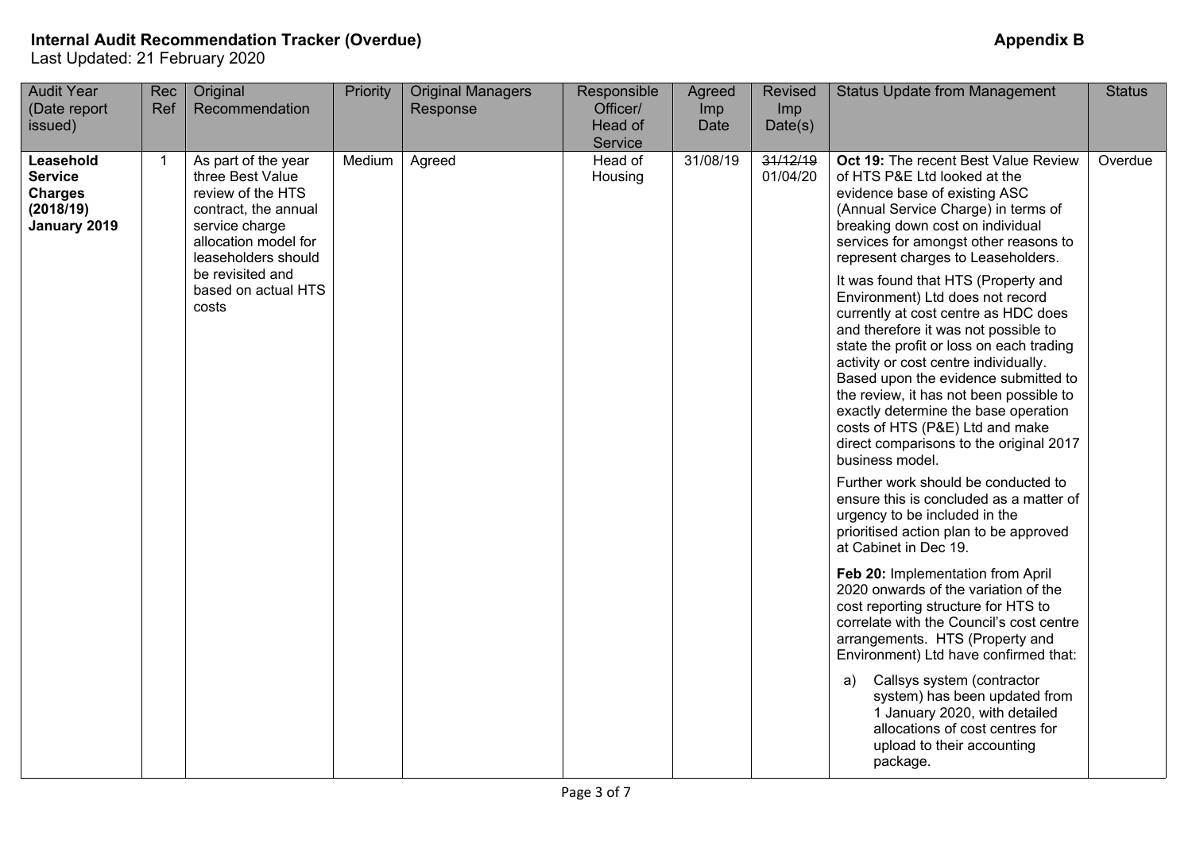**Internal Audit Recommendation Tracker (Overdue)** **Appendix B**

Last Updated: 21 February 2020

| Audit Year (Date report issued) | Rec Ref | Original Recommendation | Priority | Original Managers Response | Responsible Officer/ Head of Service | Agreed Imp Date | Revised Imp Date(s) | Status Update from Management | Status |
|---|---|---|---|---|---|---|---|---|---|
| **Leasehold Service Charges (2018/19) January 2019** | 1 | As part of the year three Best Value review of the HTS contract, the annual service charge allocation model for leaseholders should be revisited and based on actual HTS costs | Medium | Agreed | Head of Housing | 31/08/19 | ~~31/12/19~~ 01/04/20 | **Oct 19:** The recent Best Value Review of HTS P&E Ltd looked at the evidence base of existing ASC (Annual Service Charge) in terms of breaking down cost on individual services for amongst other reasons to represent charges to Leaseholders.<br><br>It was found that HTS (Property and Environment) Ltd does not record currently at cost centre as HDC does and therefore it was not possible to state the profit or loss on each trading activity or cost centre individually. Based upon the evidence submitted to the review, it has not been possible to exactly determine the base operation costs of HTS (P&E) Ltd and make direct comparisons to the original 2017 business model.<br><br>Further work should be conducted to ensure this is concluded as a matter of urgency to be included in the prioritised action plan to be approved at Cabinet in Dec 19.<br><br>**Feb 20:** Implementation from April 2020 onwards of the variation of the cost reporting structure for HTS to correlate with the Council's cost centre arrangements. HTS (Property and Environment) Ltd have confirmed that:<br><br>a) Callsys system (contractor system) has been updated from 1 January 2020, with detailed allocations of cost centres for upload to their accounting package. | Overdue |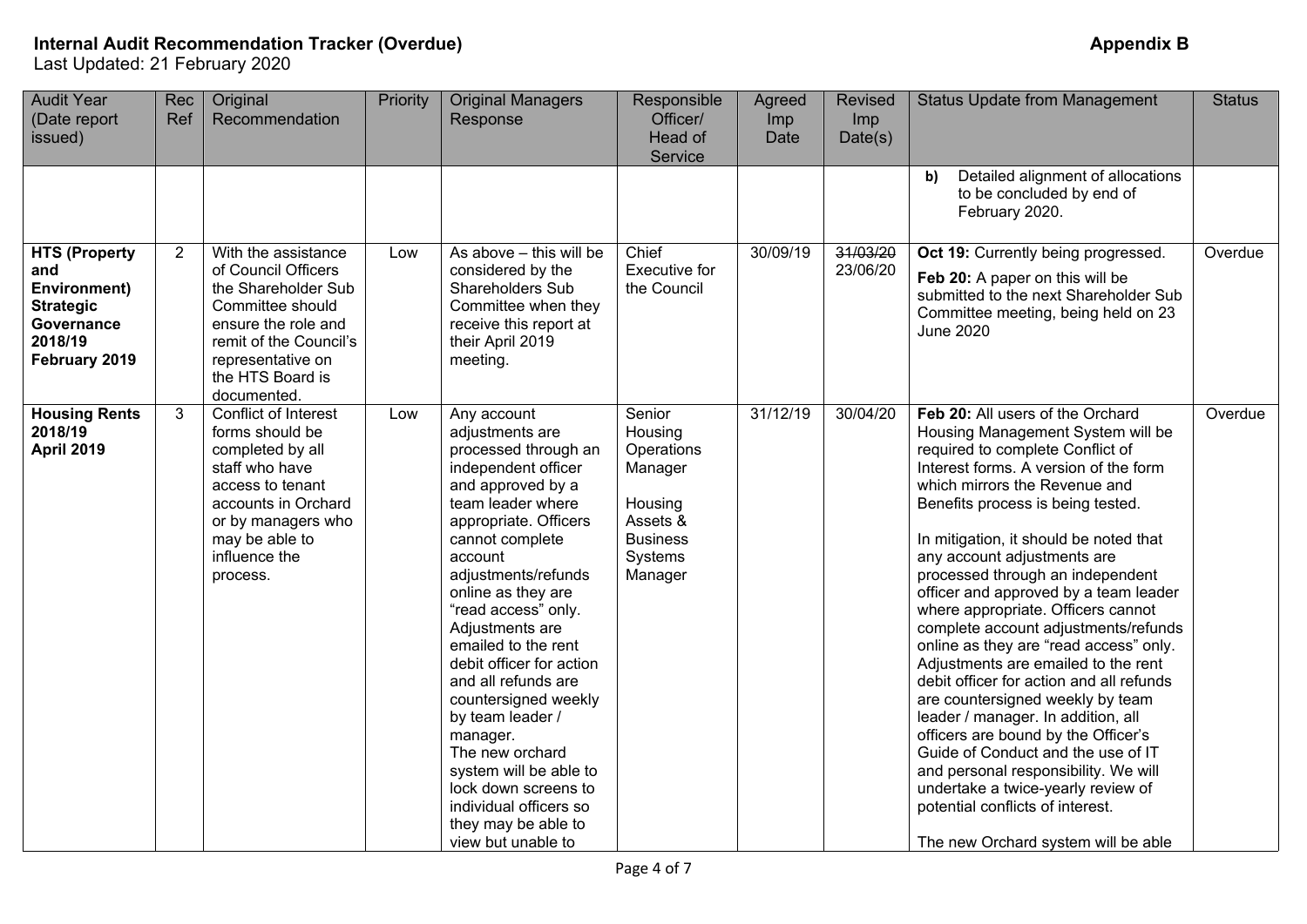**Internal Audit Recommendation Tracker (Overdue)** **Appendix B**

Last Updated: 21 February 2020

| Audit Year (Date report issued) | Rec Ref | Original Recommendation | Priority | Original Managers Response | Responsible Officer/ Head of Service | Agreed Imp Date | Revised Imp Date(s) | Status Update from Management | Status |
|---|---|---|---|---|---|---|---|---|---|
| | | | | | | | | **b)** Detailed alignment of allocations to be concluded by end of February 2020. | |
| **HTS (Property and Environment) Strategic Governance 2018/19 February 2019** | 2 | With the assistance of Council Officers the Shareholder Sub Committee should ensure the role and remit of the Council's representative on the HTS Board is documented. | Low | As above – this will be considered by the Shareholders Sub Committee when they receive this report at their April 2019 meeting. | Chief Executive for the Council | 30/09/19 | ~~31/03/20~~ 23/06/20 | **Oct 19:** Currently being progressed. **Feb 20:** A paper on this will be submitted to the next Shareholder Sub Committee meeting, being held on 23 June 2020 | Overdue |
| **Housing Rents 2018/19 April 2019** | 3 | Conflict of Interest forms should be completed by all staff who have access to tenant accounts in Orchard or by managers who may be able to influence the process. | Low | Any account adjustments are processed through an independent officer and approved by a team leader where appropriate. Officers cannot complete account adjustments/refunds online as they are "read access" only. Adjustments are emailed to the rent debit officer for action and all refunds are countersigned weekly by team leader / manager. The new orchard system will be able to lock down screens to individual officers so they may be able to view but unable to | Senior Housing Operations Manager<br><br>Housing Assets & Business Systems Manager | 31/12/19 | 30/04/20 | **Feb 20:** All users of the Orchard Housing Management System will be required to complete Conflict of Interest forms. A version of the form which mirrors the Revenue and Benefits process is being tested.<br><br>In mitigation, it should be noted that any account adjustments are processed through an independent officer and approved by a team leader where appropriate. Officers cannot complete account adjustments/refunds online as they are "read access" only. Adjustments are emailed to the rent debit officer for action and all refunds are countersigned weekly by team leader / manager. In addition, all officers are bound by the Officer's Guide of Conduct and the use of IT and personal responsibility. We will undertake a twice-yearly review of potential conflicts of interest.<br><br>The new Orchard system will be able | Overdue |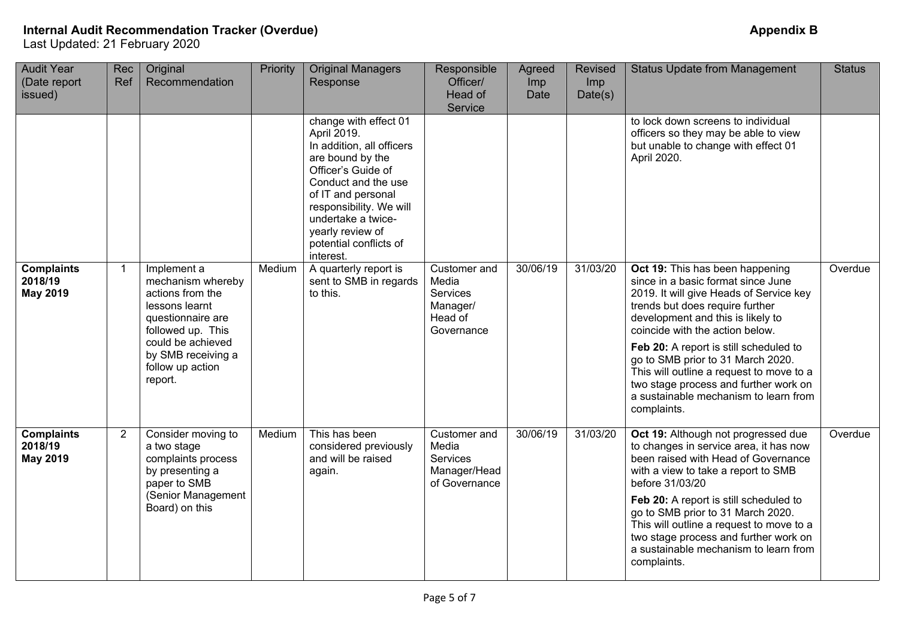**Internal Audit Recommendation Tracker (Overdue)** **Appendix B**
Last Updated: 21 February 2020

| Audit Year (Date report issued) | Rec Ref | Original Recommendation | Priority | Original Managers Response | Responsible Officer/ Head of Service | Agreed Imp Date | Revised Imp Date(s) | Status Update from Management | Status |
|---|---|---|---|---|---|---|---|---|---|
| | | | | change with effect 01 April 2019. In addition, all officers are bound by the Officer's Guide of Conduct and the use of IT and personal responsibility. We will undertake a twice-yearly review of potential conflicts of interest. | | | | to lock down screens to individual officers so they may be able to view but unable to change with effect 01 April 2020. | |
| **Complaints 2018/19 May 2019** | 1 | Implement a mechanism whereby actions from the lessons learnt questionnaire are followed up. This could be achieved by SMB receiving a follow up action report. | Medium | A quarterly report is sent to SMB in regards to this. | Customer and Media Services Manager/ Head of Governance | 30/06/19 | 31/03/20 | **Oct 19:** This has been happening since in a basic format since June 2019. It will give Heads of Service key trends but does require further development and this is likely to coincide with the action below. **Feb 20:** A report is still scheduled to go to SMB prior to 31 March 2020. This will outline a request to move to a two stage process and further work on a sustainable mechanism to learn from complaints. | Overdue |
| **Complaints 2018/19 May 2019** | 2 | Consider moving to a two stage complaints process by presenting a paper to SMB (Senior Management Board) on this | Medium | This has been considered previously and will be raised again. | Customer and Media Services Manager/Head of Governance | 30/06/19 | 31/03/20 | **Oct 19:** Although not progressed due to changes in service area, it has now been raised with Head of Governance with a view to take a report to SMB before 31/03/20 **Feb 20:** A report is still scheduled to go to SMB prior to 31 March 2020. This will outline a request to move to a two stage process and further work on a sustainable mechanism to learn from complaints. | Overdue |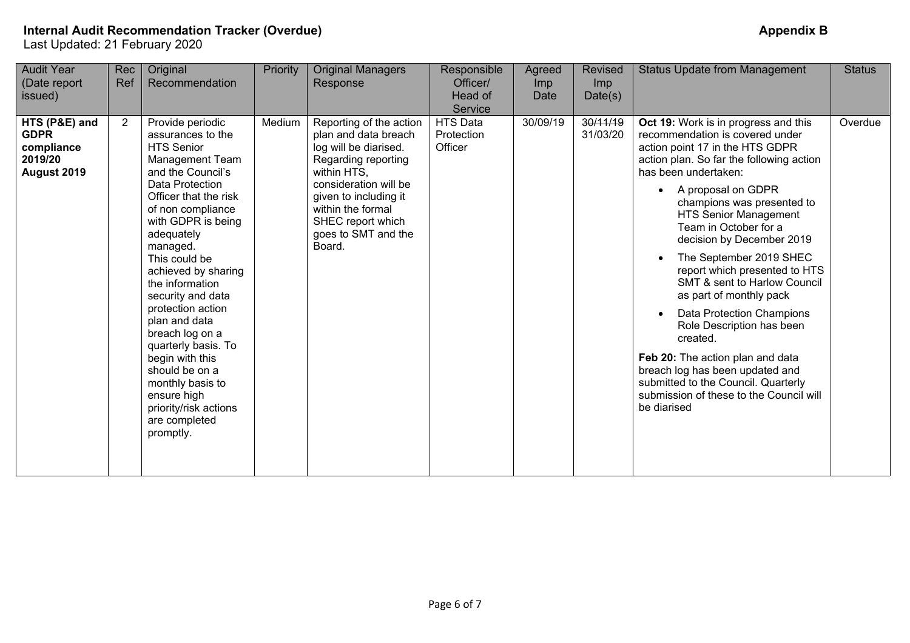**Internal Audit Recommendation Tracker (Overdue)** **Appendix B**

Last Updated: 21 February 2020

| Audit Year (Date report issued) | Rec Ref | Original Recommendation | Priority | Original Managers Response | Responsible Officer/ Head of Service | Agreed Imp Date | Revised Imp Date(s) | Status Update from Management | Status |
|---|---|---|---|---|---|---|---|---|---|
| **HTS (P&E) and GDPR compliance 2019/20 August 2019** | 2 | Provide periodic assurances to the HTS Senior Management Team and the Council's Data Protection Officer that the risk of non compliance with GDPR is being adequately managed.<br>This could be achieved by sharing the information security and data protection action plan and data breach log on a quarterly basis. To begin with this should be on a monthly basis to ensure high priority/risk actions are completed promptly. | Medium | Reporting of the action plan and data breach log will be diarised. Regarding reporting within HTS, consideration will be given to including it within the formal SHEC report which goes to SMT and the Board. | HTS Data Protection Officer | 30/09/19 | ~~30/11/19~~<br>31/03/20 | **Oct 19:** Work is in progress and this recommendation is covered under action point 17 in the HTS GDPR action plan. So far the following action has been undertaken:<br>• A proposal on GDPR champions was presented to HTS Senior Management Team in October for a decision by December 2019<br>• The September 2019 SHEC report which presented to HTS SMT & sent to Harlow Council as part of monthly pack<br>• Data Protection Champions Role Description has been created.<br>**Feb 20:** The action plan and data breach log has been updated and submitted to the Council. Quarterly submission of these to the Council will be diarised | Overdue |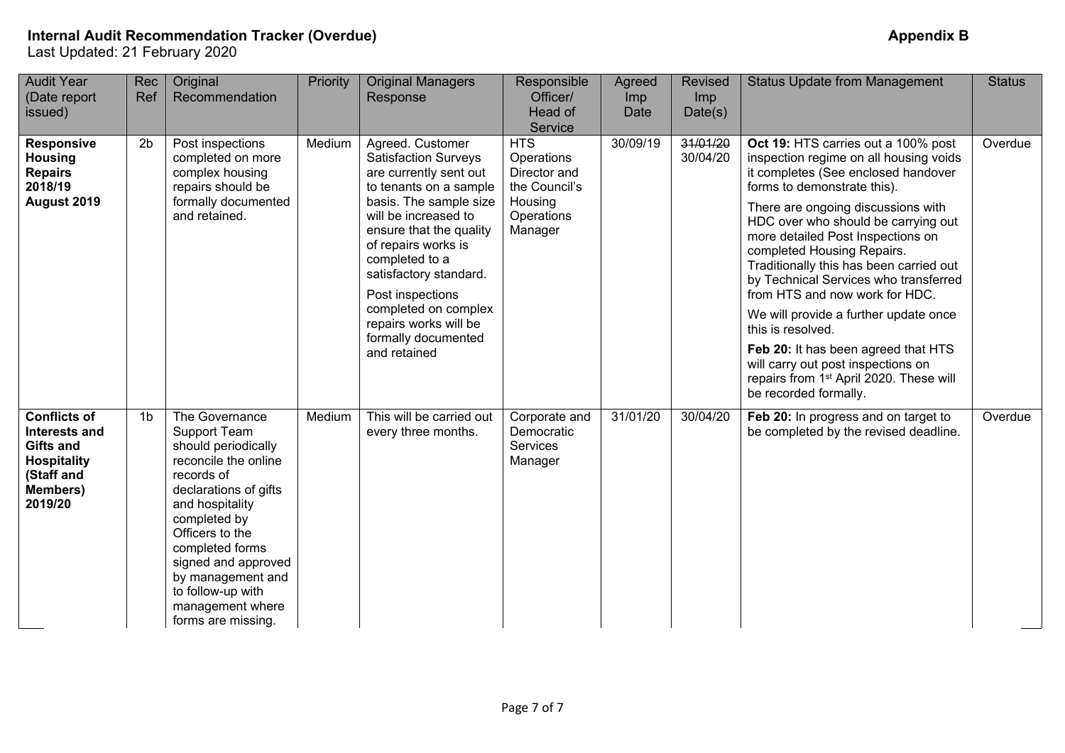**Internal Audit Recommendation Tracker (Overdue)** **Appendix B**

Last Updated: 21 February 2020

| Audit Year (Date report issued) | Rec Ref | Original Recommendation | Priority | Original Managers Response | Responsible Officer/ Head of Service | Agreed Imp Date | Revised Imp Date(s) | Status Update from Management | Status |
|---|---|---|---|---|---|---|---|---|---|
| **Responsive Housing Repairs 2018/19 August 2019** | 2b | Post inspections completed on more complex housing repairs should be formally documented and retained. | Medium | Agreed. Customer Satisfaction Surveys are currently sent out to tenants on a sample basis. The sample size will be increased to ensure that the quality of repairs works is completed to a satisfactory standard.<br><br>Post inspections completed on complex repairs works will be formally documented and retained | HTS Operations Director and the Council's Housing Operations Manager | 30/09/19 | ~~31/01/20~~<br>30/04/20 | **Oct 19:** HTS carries out a 100% post inspection regime on all housing voids it completes (See enclosed handover forms to demonstrate this).<br><br>There are ongoing discussions with HDC over who should be carrying out more detailed Post Inspections on completed Housing Repairs. Traditionally this has been carried out by Technical Services who transferred from HTS and now work for HDC.<br><br>We will provide a further update once this is resolved.<br><br>**Feb 20:** It has been agreed that HTS will carry out post inspections on repairs from 1st April 2020. These will be recorded formally. | Overdue |
| **Conflicts of Interests and Gifts and Hospitality (Staff and Members) 2019/20** | 1b | The Governance Support Team should periodically reconcile the online records of declarations of gifts and hospitality completed by Officers to the completed forms signed and approved by management and to follow-up with management where forms are missing. | Medium | This will be carried out every three months. | Corporate and Democratic Services Manager | 31/01/20 | 30/04/20 | **Feb 20:** In progress and on target to be completed by the revised deadline. | Overdue |